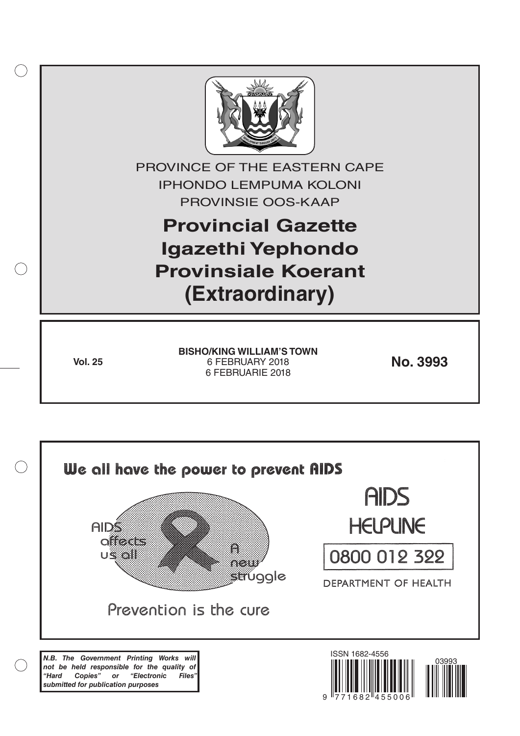PROVINCE OF THE EASTERN CAPE

IPHONDO LEMPUMA KOLONI

PROVINSIE OOS-KAAP

# Provincial Gazette
# Igazethi Yephondo
# Provinsiale Koerant
# (Extraordinary)

**Vol. 25**

**BISHO/KING WILLIAM'S TOWN**
6 FEBRUARY 2018
6 FEBRUARIE 2018

**No. 3993**

We all have the power to prevent AIDS

AIDS affects us all

A new struggle

Prevention is the cure

AIDS HELPLINE

0800 012 322

DEPARTMENT OF HEALTH

***N.B. The Government Printing Works will not be held responsible for the quality of "Hard Copies" or "Electronic Files" submitted for publication purposes***

ISSN 1682-4556

03993

9 771682 455006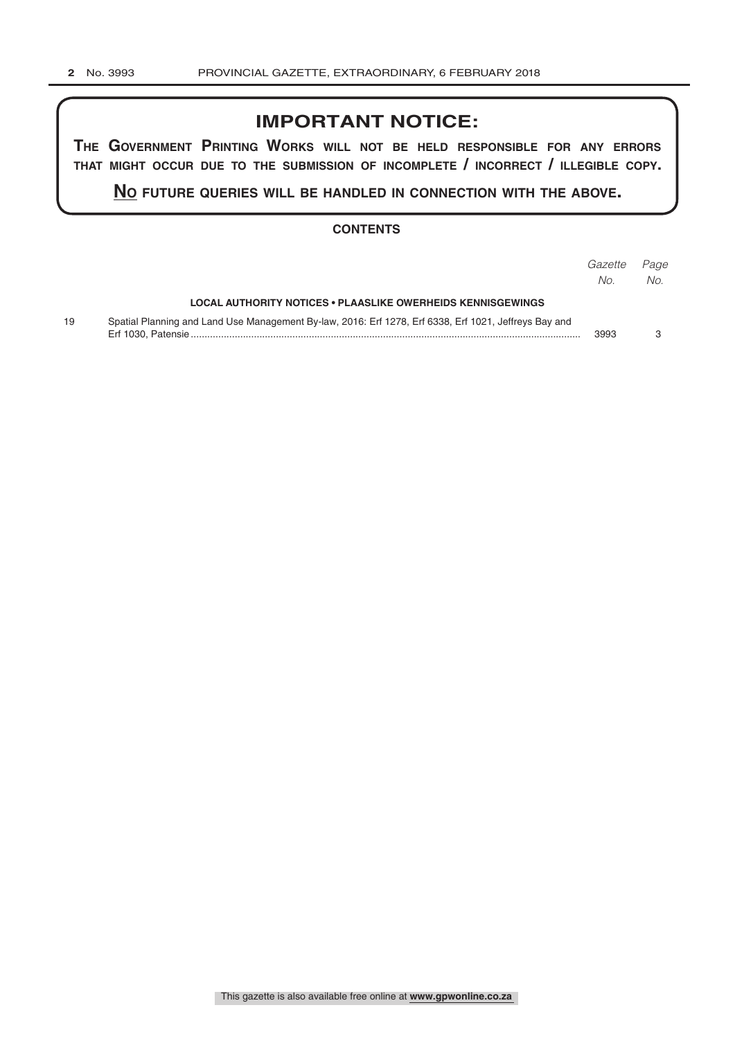## IMPORTANT NOTICE:

**THE GOVERNMENT PRINTING WORKS WILL NOT BE HELD RESPONSIBLE FOR ANY ERRORS THAT MIGHT OCCUR DUE TO THE SUBMISSION OF INCOMPLETE / INCORRECT / ILLEGIBLE COPY.**

**NO FUTURE QUERIES WILL BE HANDLED IN CONNECTION WITH THE ABOVE.**

### CONTENTS

| | | *Gazette No.* | *Page No.* |
|---|---|---|---|
| | **LOCAL AUTHORITY NOTICES • PLAASLIKE OWERHEIDS KENNISGEWINGS** | | |
| 19 | Spatial Planning and Land Use Management By-law, 2016: Erf 1278, Erf 6338, Erf 1021, Jeffreys Bay and Erf 1030, Patensie | 3993 | 3 |

This gazette is also available free online at **www.gpwonline.co.za**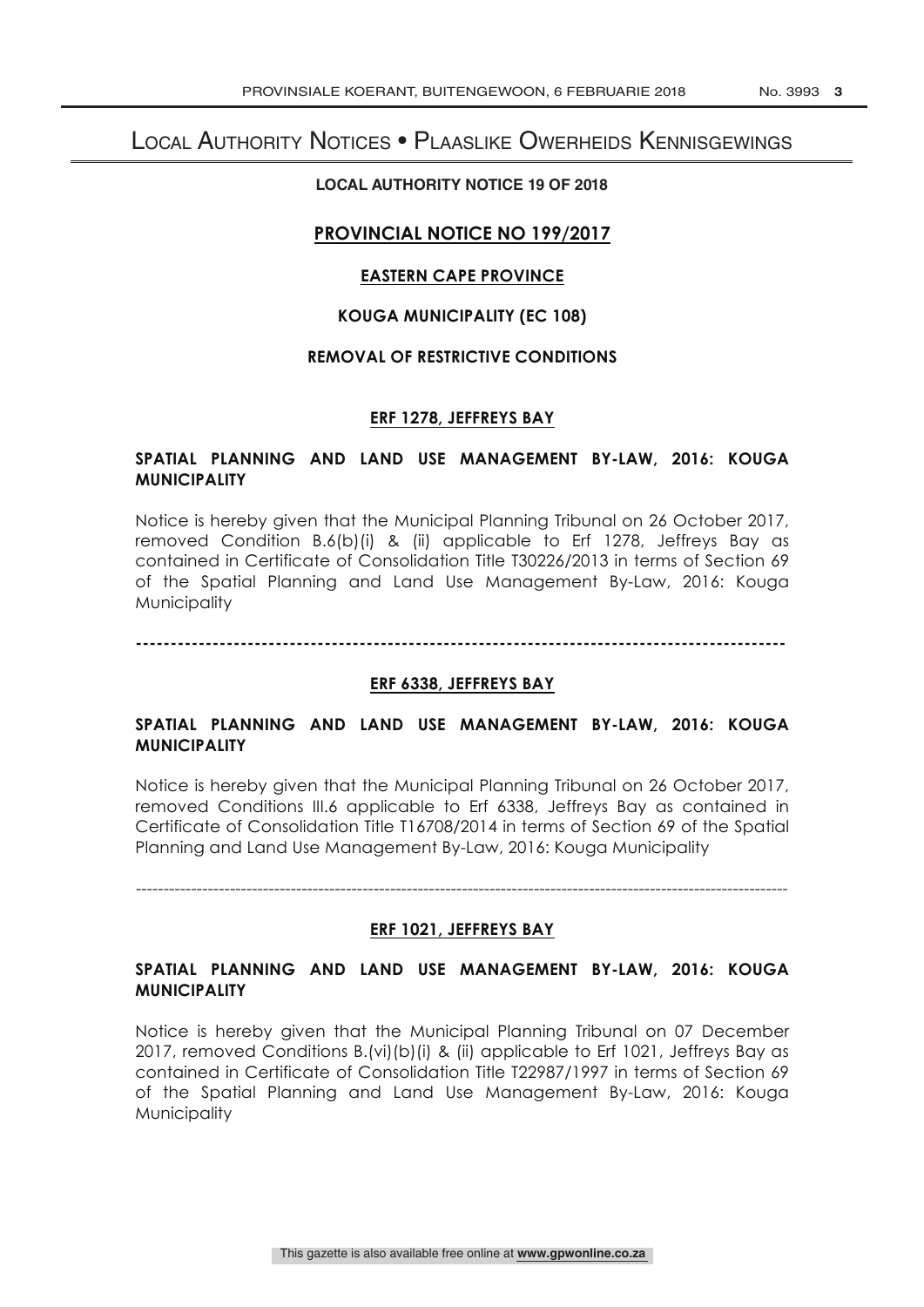# Local Authority Notices • Plaaslike Owerheids Kennisgewings

**LOCAL AUTHORITY NOTICE 19 OF 2018**

## PROVINCIAL NOTICE NO 199/2017

### EASTERN CAPE PROVINCE

### KOUGA MUNICIPALITY (EC 108)

### REMOVAL OF RESTRICTIVE CONDITIONS

### ERF 1278, JEFFREYS BAY

**SPATIAL PLANNING AND LAND USE MANAGEMENT BY-LAW, 2016: KOUGA MUNICIPALITY**

Notice is hereby given that the Municipal Planning Tribunal on 26 October 2017, removed Condition B.6(b)(i) & (ii) applicable to Erf 1278, Jeffreys Bay as contained in Certificate of Consolidation Title T30226/2013 in terms of Section 69 of the Spatial Planning and Land Use Management By-Law, 2016: Kouga Municipality

---

### ERF 6338, JEFFREYS BAY

**SPATIAL PLANNING AND LAND USE MANAGEMENT BY-LAW, 2016: KOUGA MUNICIPALITY**

Notice is hereby given that the Municipal Planning Tribunal on 26 October 2017, removed Conditions III.6 applicable to Erf 6338, Jeffreys Bay as contained in Certificate of Consolidation Title T16708/2014 in terms of Section 69 of the Spatial Planning and Land Use Management By-Law, 2016: Kouga Municipality

---

### ERF 1021, JEFFREYS BAY

**SPATIAL PLANNING AND LAND USE MANAGEMENT BY-LAW, 2016: KOUGA MUNICIPALITY**

Notice is hereby given that the Municipal Planning Tribunal on 07 December 2017, removed Conditions B.(vi)(b)(i) & (ii) applicable to Erf 1021, Jeffreys Bay as contained in Certificate of Consolidation Title T22987/1997 in terms of Section 69 of the Spatial Planning and Land Use Management By-Law, 2016: Kouga Municipality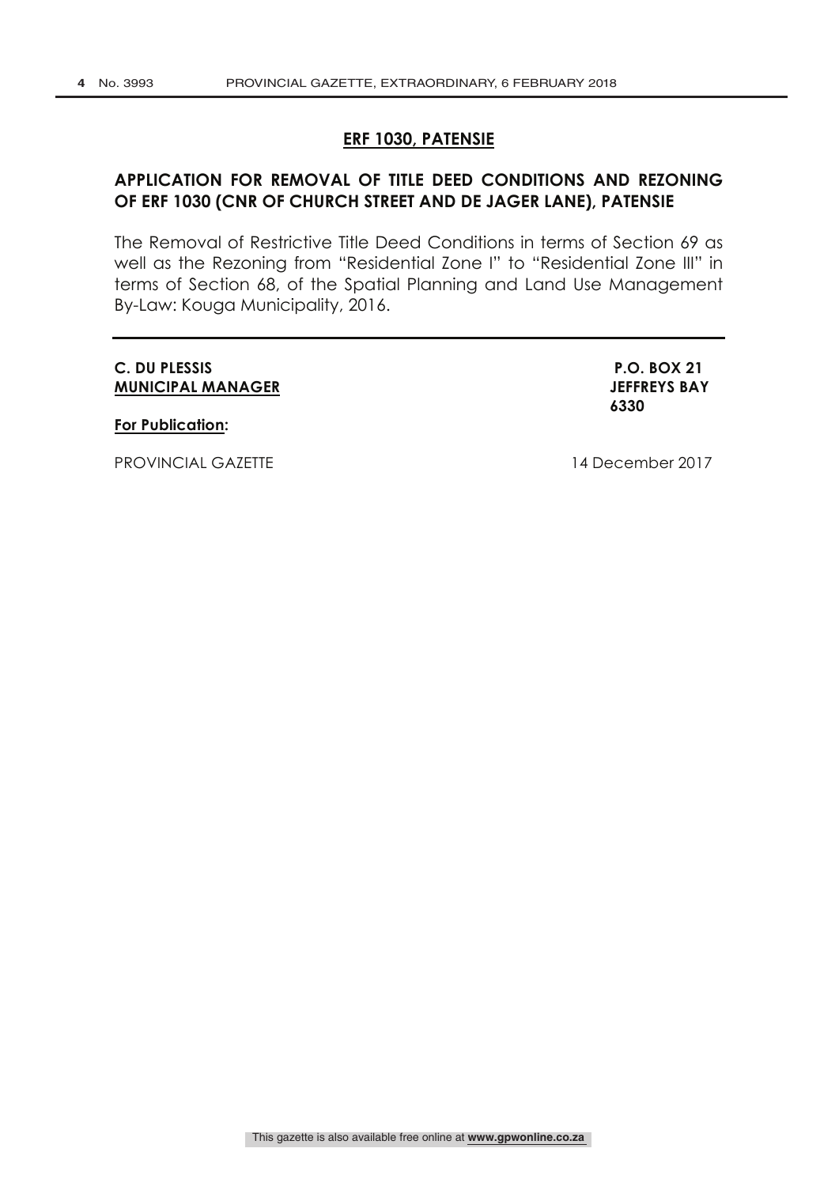## ERF 1030, PATENSIE

**APPLICATION FOR REMOVAL OF TITLE DEED CONDITIONS AND REZONING OF ERF 1030 (CNR OF CHURCH STREET AND DE JAGER LANE), PATENSIE**

The Removal of Restrictive Title Deed Conditions in terms of Section 69 as well as the Rezoning from "Residential Zone I" to "Residential Zone III" in terms of Section 68, of the Spatial Planning and Land Use Management By-Law: Kouga Municipality, 2016.

---

**C. DU PLESSIS**
**MUNICIPAL MANAGER**

**P.O. BOX 21**
**JEFFREYS BAY**
**6330**

**For Publication:**

PROVINCIAL GAZETTE

14 December 2017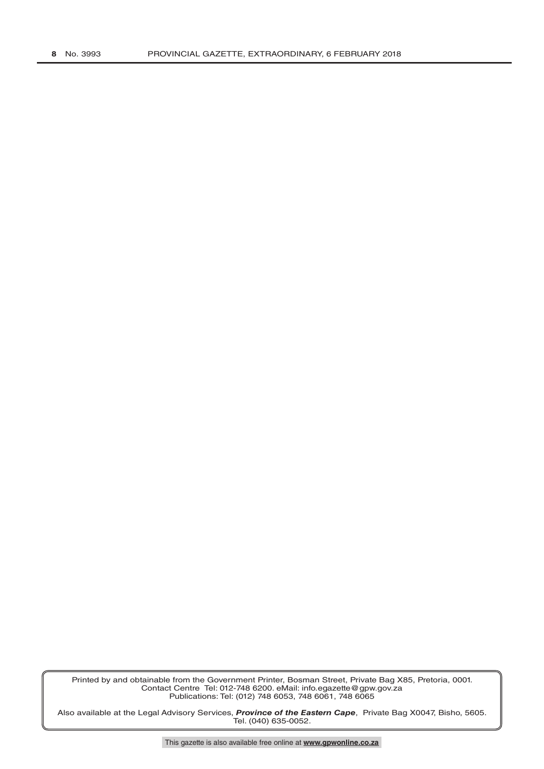Printed by and obtainable from the Government Printer, Bosman Street, Private Bag X85, Pretoria, 0001.
Contact Centre Tel: 012-748 6200. eMail: info.egazette@gpw.gov.za
Publications: Tel: (012) 748 6053, 748 6061, 748 6065

Also available at the Legal Advisory Services, ***Province of the Eastern Cape***, Private Bag X0047, Bisho, 5605.
Tel. (040) 635-0052.

This gazette is also available free online at **www.gpwonline.co.za**